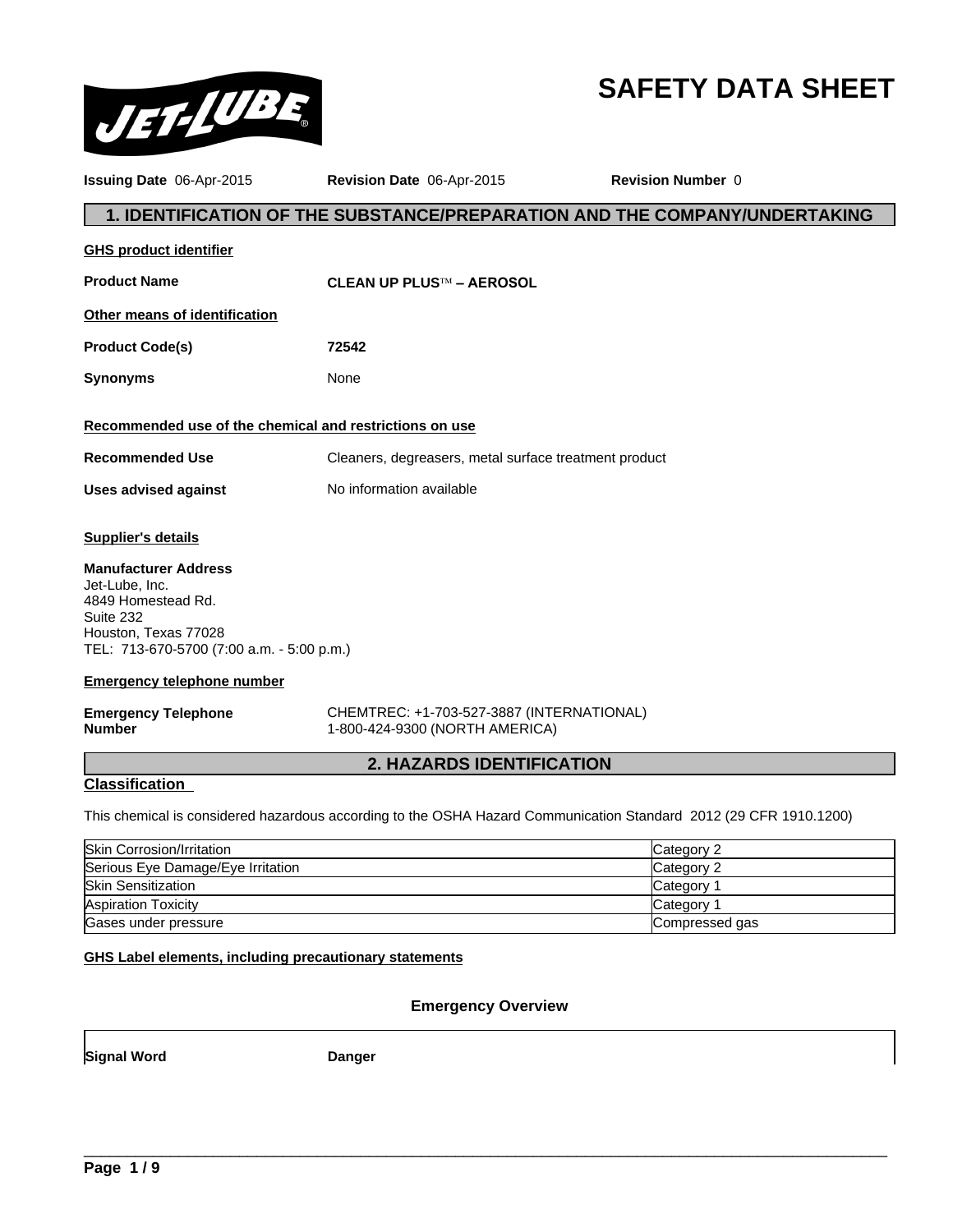# SAFETY DATA SHEET

**Issuing Date** 06-Apr-2015 **Revision Date** 06-Apr-2015 **Revision Number** 0

## 1. IDENTIFICATION OF THE SUBSTANCE/PREPARATION AND THE COMPANY/UNDERTAKING

**GHS product identifier**

**Product Name** **CLEAN UP PLUS™ – AEROSOL**

**Other means of identification**

**Product Code(s)** **72542**

**Synonyms** None

**Recommended use of the chemical and restrictions on use**

**Recommended Use** Cleaners, degreasers, metal surface treatment product

**Uses advised against** No information available

**Supplier's details**

**Manufacturer Address**
Jet-Lube, Inc.
4849 Homestead Rd.
Suite 232
Houston, Texas 77028
TEL: 713-670-5700 (7:00 a.m. - 5:00 p.m.)

**Emergency telephone number**

**Emergency Telephone Number** CHEMTREC: +1-703-527-3887 (INTERNATIONAL)
1-800-424-9300 (NORTH AMERICA)

## 2. HAZARDS IDENTIFICATION

**Classification**

This chemical is considered hazardous according to the OSHA Hazard Communication Standard 2012 (29 CFR 1910.1200)

| | |
|---|---|
| Skin Corrosion/Irritation | Category 2 |
| Serious Eye Damage/Eye Irritation | Category 2 |
| Skin Sensitization | Category 1 |
| Aspiration Toxicity | Category 1 |
| Gases under pressure | Compressed gas |

**GHS Label elements, including precautionary statements**

### Emergency Overview

**Signal Word** **Danger**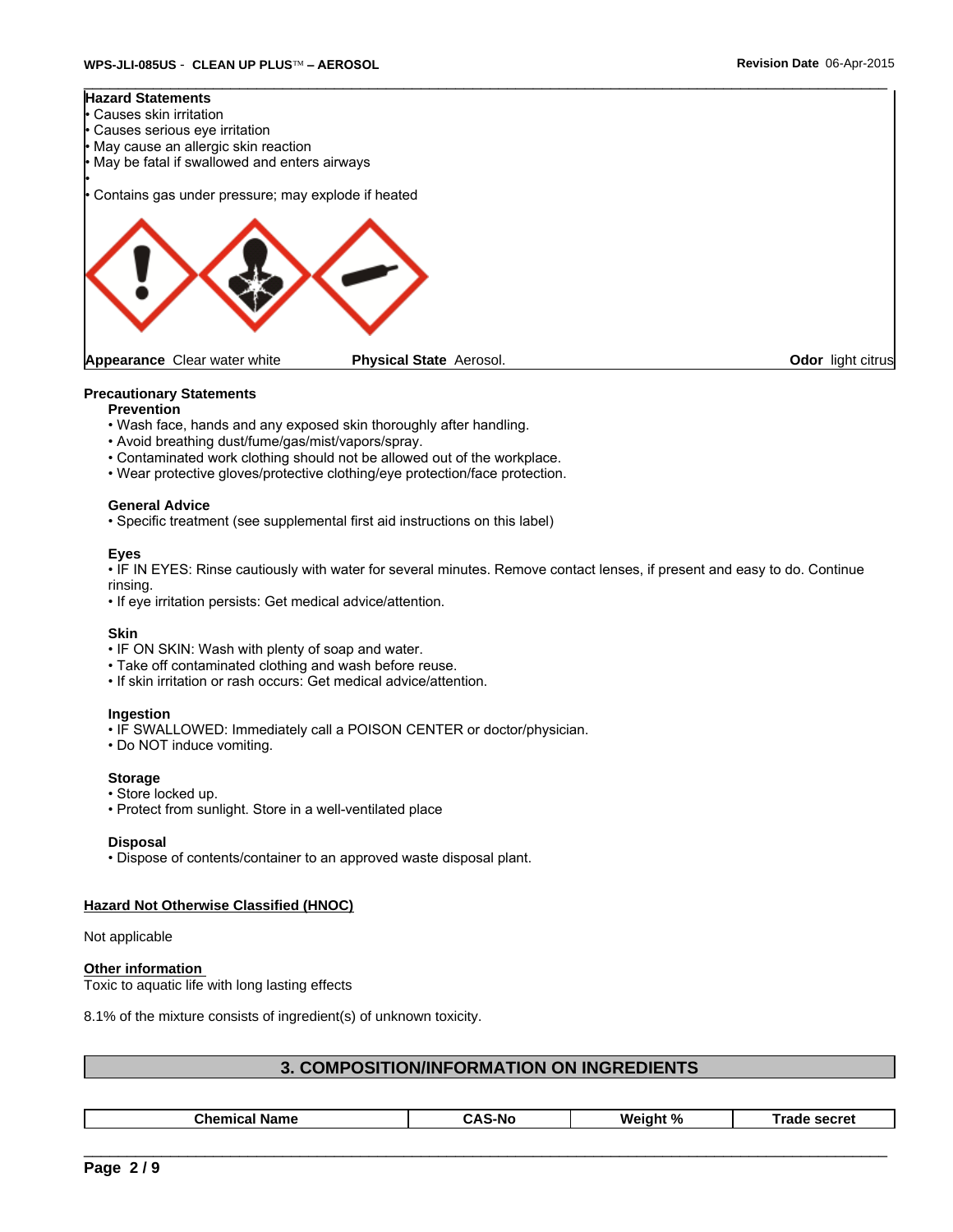**Hazard Statements**

- Causes skin irritation
- Causes serious eye irritation
- May cause an allergic skin reaction
- May be fatal if swallowed and enters airways
- 
- Contains gas under pressure; may explode if heated

**Appearance** Clear water white **Physical State** Aerosol. **Odor** light citrus

**Precautionary Statements**

**Prevention**

- Wash face, hands and any exposed skin thoroughly after handling.
- Avoid breathing dust/fume/gas/mist/vapors/spray.
- Contaminated work clothing should not be allowed out of the workplace.
- Wear protective gloves/protective clothing/eye protection/face protection.

**General Advice**

- Specific treatment (see supplemental first aid instructions on this label)

**Eyes**

- IF IN EYES: Rinse cautiously with water for several minutes. Remove contact lenses, if present and easy to do. Continue rinsing.
- If eye irritation persists: Get medical advice/attention.

**Skin**

- IF ON SKIN: Wash with plenty of soap and water.
- Take off contaminated clothing and wash before reuse.
- If skin irritation or rash occurs: Get medical advice/attention.

**Ingestion**

- IF SWALLOWED: Immediately call a POISON CENTER or doctor/physician.
- Do NOT induce vomiting.

**Storage**

- Store locked up.
- Protect from sunlight. Store in a well-ventilated place

**Disposal**

- Dispose of contents/container to an approved waste disposal plant.

**Hazard Not Otherwise Classified (HNOC)**

Not applicable

**Other information**

Toxic to aquatic life with long lasting effects

8.1% of the mixture consists of ingredient(s) of unknown toxicity.

## 3. COMPOSITION/INFORMATION ON INGREDIENTS

| Chemical Name | CAS-No | Weight % | Trade secret |
|---|---|---|---|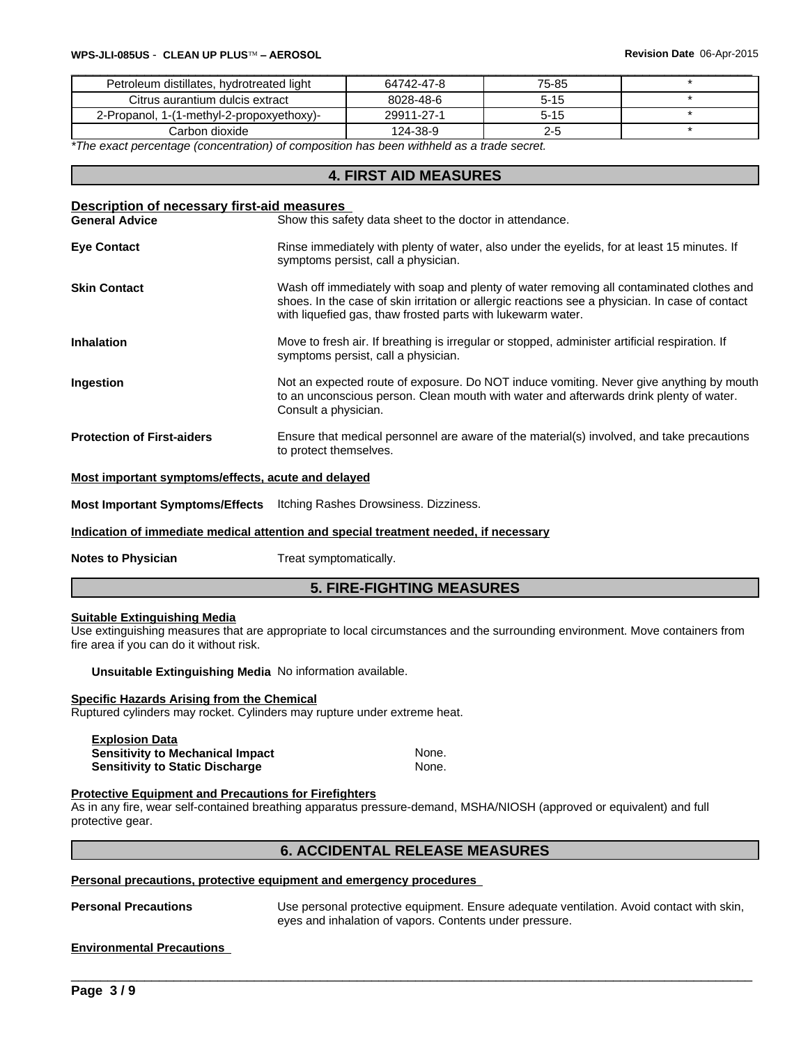| Petroleum distillates, hydrotreated light | 64742-47-8 | 75-85 | * |
|---|---|---|---|
| Citrus aurantium dulcis extract | 8028-48-6 | 5-15 | * |
| 2-Propanol, 1-(1-methyl-2-propoxyethoxy)- | 29911-27-1 | 5-15 | * |
| Carbon dioxide | 124-38-9 | 2-5 | * |

**The exact percentage (concentration) of composition has been withheld as a trade secret.*

## 4. FIRST AID MEASURES

**Description of necessary first-aid measures**

**General Advice** Show this safety data sheet to the doctor in attendance.

**Eye Contact** Rinse immediately with plenty of water, also under the eyelids, for at least 15 minutes. If symptoms persist, call a physician.

**Skin Contact** Wash off immediately with soap and plenty of water removing all contaminated clothes and shoes. In the case of skin irritation or allergic reactions see a physician. In case of contact with liquefied gas, thaw frosted parts with lukewarm water.

**Inhalation** Move to fresh air. If breathing is irregular or stopped, administer artificial respiration. If symptoms persist, call a physician.

**Ingestion** Not an expected route of exposure. Do NOT induce vomiting. Never give anything by mouth to an unconscious person. Clean mouth with water and afterwards drink plenty of water. Consult a physician.

**Protection of First-aiders** Ensure that medical personnel are aware of the material(s) involved, and take precautions to protect themselves.

**Most important symptoms/effects, acute and delayed**

**Most Important Symptoms/Effects** Itching Rashes Drowsiness. Dizziness.

**Indication of immediate medical attention and special treatment needed, if necessary**

**Notes to Physician** Treat symptomatically.

## 5. FIRE-FIGHTING MEASURES

**Suitable Extinguishing Media**

Use extinguishing measures that are appropriate to local circumstances and the surrounding environment. Move containers from fire area if you can do it without risk.

**Unsuitable Extinguishing Media** No information available.

**Specific Hazards Arising from the Chemical**

Ruptured cylinders may rocket. Cylinders may rupture under extreme heat.

**Explosion Data**

**Sensitivity to Mechanical Impact** None.

**Sensitivity to Static Discharge** None.

**Protective Equipment and Precautions for Firefighters**

As in any fire, wear self-contained breathing apparatus pressure-demand, MSHA/NIOSH (approved or equivalent) and full protective gear.

## 6. ACCIDENTAL RELEASE MEASURES

**Personal precautions, protective equipment and emergency procedures**

**Personal Precautions** Use personal protective equipment. Ensure adequate ventilation. Avoid contact with skin, eyes and inhalation of vapors. Contents under pressure.

**Environmental Precautions**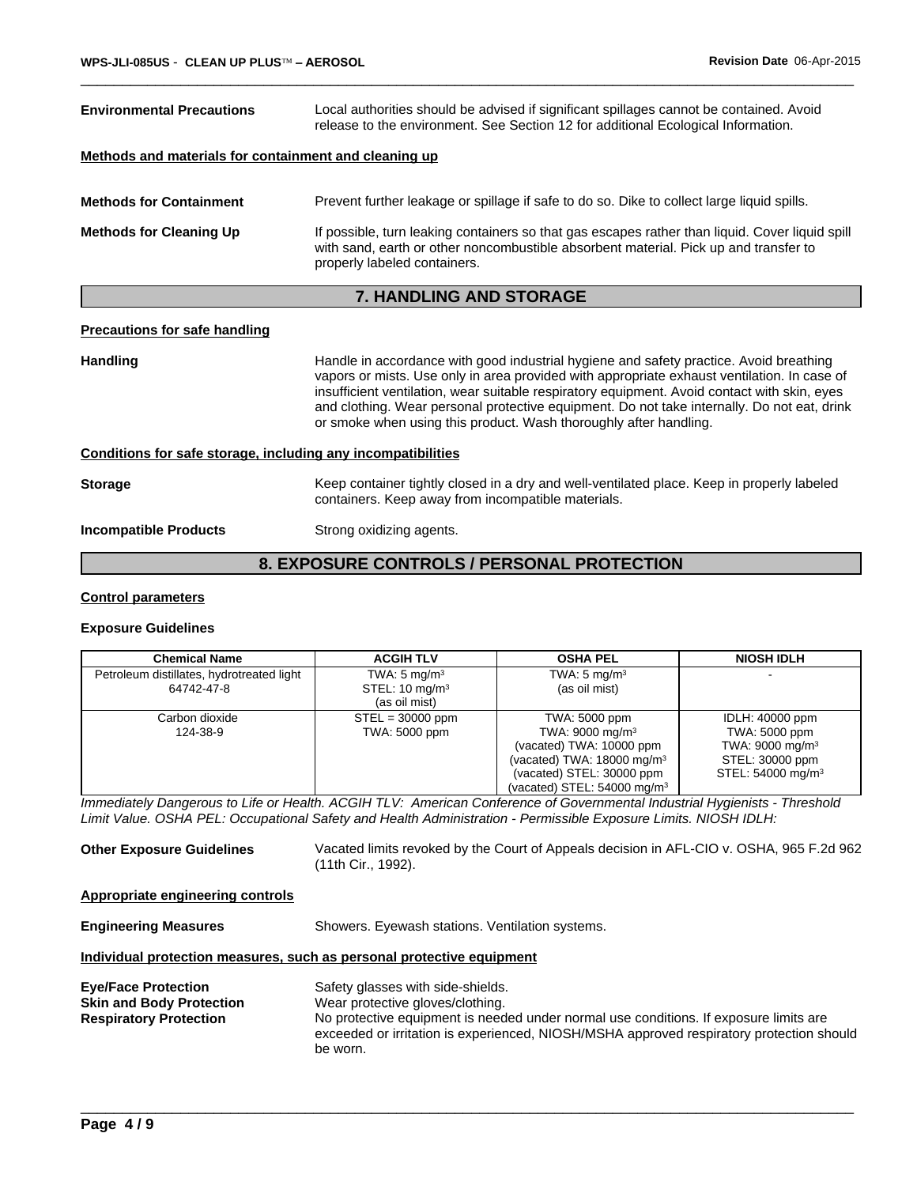**Environmental Precautions** Local authorities should be advised if significant spillages cannot be contained. Avoid release to the environment. See Section 12 for additional Ecological Information.

**Methods and materials for containment and cleaning up**

**Methods for Containment** Prevent further leakage or spillage if safe to do so. Dike to collect large liquid spills.

**Methods for Cleaning Up** If possible, turn leaking containers so that gas escapes rather than liquid. Cover liquid spill with sand, earth or other noncombustible absorbent material. Pick up and transfer to properly labeled containers.

## 7. HANDLING AND STORAGE

**Precautions for safe handling**

**Handling** Handle in accordance with good industrial hygiene and safety practice. Avoid breathing vapors or mists. Use only in area provided with appropriate exhaust ventilation. In case of insufficient ventilation, wear suitable respiratory equipment. Avoid contact with skin, eyes and clothing. Wear personal protective equipment. Do not take internally. Do not eat, drink or smoke when using this product. Wash thoroughly after handling.

**Conditions for safe storage, including any incompatibilities**

**Storage** Keep container tightly closed in a dry and well-ventilated place. Keep in properly labeled containers. Keep away from incompatible materials.

**Incompatible Products** Strong oxidizing agents.

## 8. EXPOSURE CONTROLS / PERSONAL PROTECTION

**Control parameters**

**Exposure Guidelines**

| Chemical Name | ACGIH TLV | OSHA PEL | NIOSH IDLH |
|---|---|---|---|
| Petroleum distillates, hydrotreated light<br>64742-47-8 | TWA: 5 mg/m$^3$<br>STEL: 10 mg/m$^3$<br>(as oil mist) | TWA: 5 mg/m$^3$<br>(as oil mist) | - |
| Carbon dioxide<br>124-38-9 | STEL = 30000 ppm<br>TWA: 5000 ppm | TWA: 5000 ppm<br>TWA: 9000 mg/m$^3$<br>(vacated) TWA: 10000 ppm<br>(vacated) TWA: 18000 mg/m$^3$<br>(vacated) STEL: 30000 ppm<br>(vacated) STEL: 54000 mg/m$^3$ | IDLH: 40000 ppm<br>TWA: 5000 ppm<br>TWA: 9000 mg/m$^3$<br>STEL: 30000 ppm<br>STEL: 54000 mg/m$^3$ |

*Immediately Dangerous to Life or Health. ACGIH TLV: American Conference of Governmental Industrial Hygienists - Threshold Limit Value. OSHA PEL: Occupational Safety and Health Administration - Permissible Exposure Limits. NIOSH IDLH:*

**Other Exposure Guidelines** Vacated limits revoked by the Court of Appeals decision in AFL-CIO v. OSHA, 965 F.2d 962 (11th Cir., 1992).

**Appropriate engineering controls**

**Engineering Measures** Showers. Eyewash stations. Ventilation systems.

**Individual protection measures, such as personal protective equipment**

**Eye/Face Protection** Safety glasses with side-shields.
**Skin and Body Protection** Wear protective gloves/clothing.
**Respiratory Protection** No protective equipment is needed under normal use conditions. If exposure limits are exceeded or irritation is experienced, NIOSH/MSHA approved respiratory protection should be worn.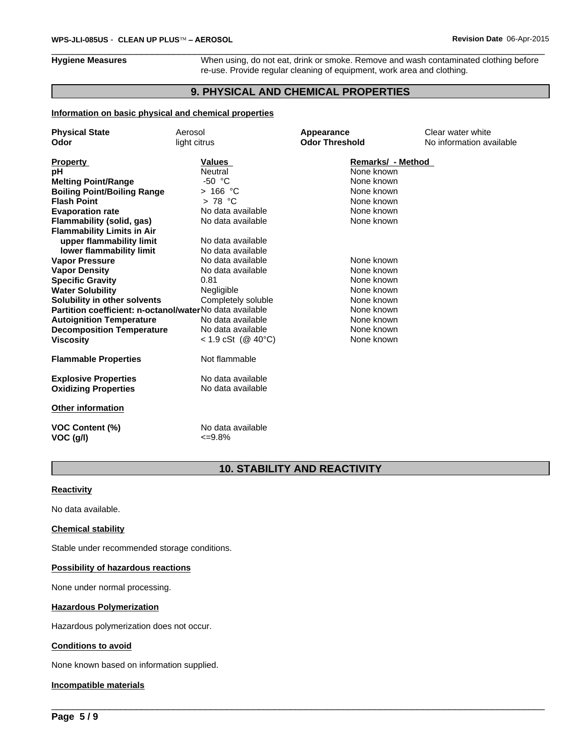| | |
|---|---|
| **Hygiene Measures** | When using, do not eat, drink or smoke. Remove and wash contaminated clothing before re-use. Provide regular cleaning of equipment, work area and clothing. |

## 9. PHYSICAL AND CHEMICAL PROPERTIES

**Information on basic physical and chemical properties**

| | | | |
|---|---|---|---|
| **Physical State** | Aerosol | **Appearance** | Clear water white |
| **Odor** | light citrus | **Odor Threshold** | No information available |

| Property | Values | Remarks/ - Method |
|---|---|---|
| **pH** | Neutral | None known |
| **Melting Point/Range** | -50 °C | None known |
| **Boiling Point/Boiling Range** | > 166 °C | None known |
| **Flash Point** | > 78 °C | None known |
| **Evaporation rate** | No data available | None known |
| **Flammability (solid, gas)** | No data available | None known |
| **Flammability Limits in Air** | | |
| **upper flammability limit** | No data available | |
| **lower flammability limit** | No data available | |
| **Vapor Pressure** | No data available | None known |
| **Vapor Density** | No data available | None known |
| **Specific Gravity** | 0.81 | None known |
| **Water Solubility** | Negligible | None known |
| **Solubility in other solvents** | Completely soluble | None known |
| **Partition coefficient: n-octanol/water** | No data available | None known |
| **Autoignition Temperature** | No data available | None known |
| **Decomposition Temperature** | No data available | None known |
| **Viscosity** | < 1.9 cSt (@ 40°C) | None known |
| **Flammable Properties** | Not flammable | |
| **Explosive Properties** | No data available | |
| **Oxidizing Properties** | No data available | |

**Other information**

| | |
|---|---|
| **VOC Content (%)** | No data available |
| **VOC (g/l)** | <=9.8% |

## 10. STABILITY AND REACTIVITY

**Reactivity**

No data available.

**Chemical stability**

Stable under recommended storage conditions.

**Possibility of hazardous reactions**

None under normal processing.

**Hazardous Polymerization**

Hazardous polymerization does not occur.

**Conditions to avoid**

None known based on information supplied.

**Incompatible materials**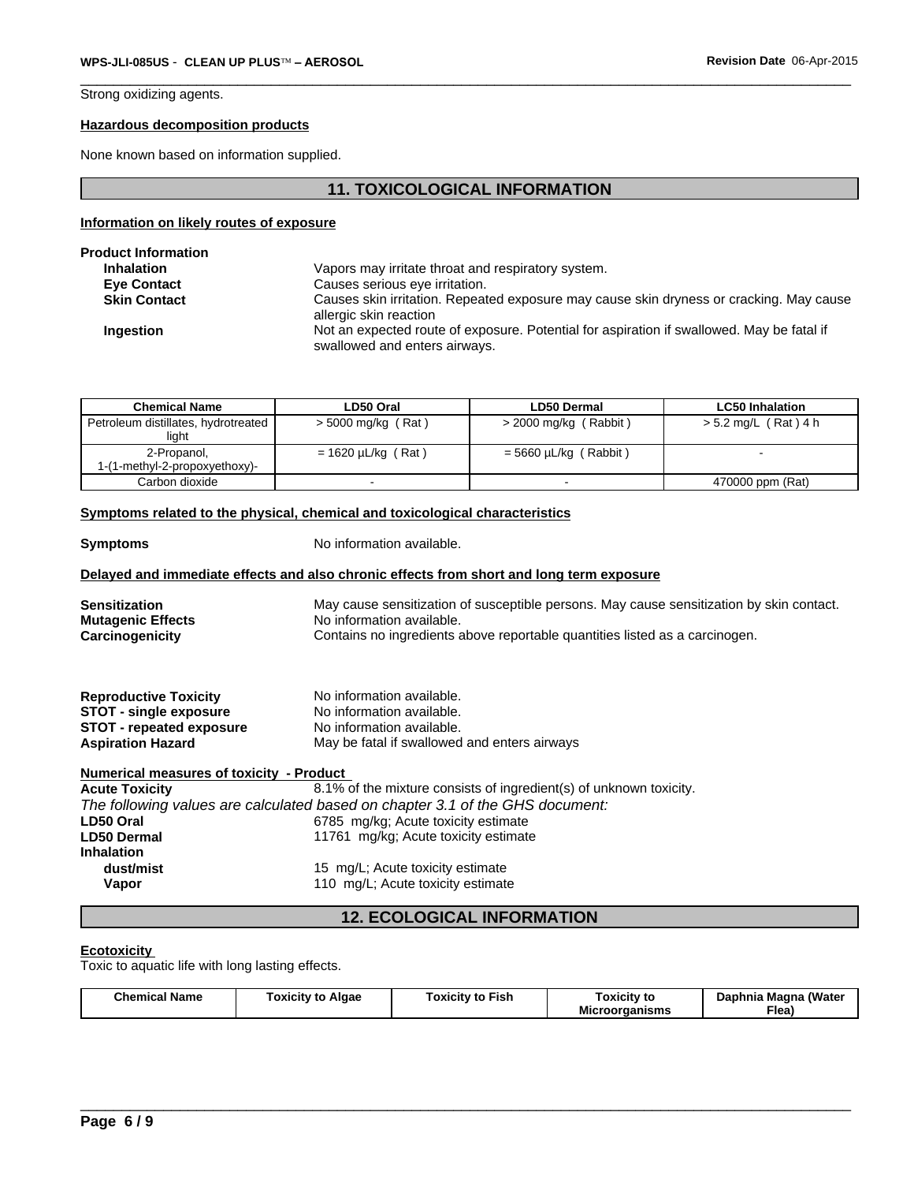Strong oxidizing agents.

**Hazardous decomposition products**

None known based on information supplied.

## 11. TOXICOLOGICAL INFORMATION

**Information on likely routes of exposure**

**Product Information**

| | |
|---|---|
| **Inhalation** | Vapors may irritate throat and respiratory system. |
| **Eye Contact** | Causes serious eye irritation. |
| **Skin Contact** | Causes skin irritation. Repeated exposure may cause skin dryness or cracking. May cause allergic skin reaction |
| **Ingestion** | Not an expected route of exposure. Potential for aspiration if swallowed. May be fatal if swallowed and enters airways. |

| Chemical Name | LD50 Oral | LD50 Dermal | LC50 Inhalation |
|---|---|---|---|
| Petroleum distillates, hydrotreated light | > 5000 mg/kg ( Rat ) | > 2000 mg/kg ( Rabbit ) | > 5.2 mg/L ( Rat ) 4 h |
| 2-Propanol, 1-(1-methyl-2-propoxyethoxy)- | = 1620 µL/kg ( Rat ) | = 5660 µL/kg ( Rabbit ) | - |
| Carbon dioxide | - | - | 470000 ppm (Rat) |

**Symptoms related to the physical, chemical and toxicological characteristics**

**Symptoms** No information available.

**Delayed and immediate effects and also chronic effects from short and long term exposure**

| | |
|---|---|
| **Sensitization** | May cause sensitization of susceptible persons. May cause sensitization by skin contact. |
| **Mutagenic Effects** | No information available. |
| **Carcinogenicity** | Contains no ingredients above reportable quantities listed as a carcinogen. |

| | |
|---|---|
| **Reproductive Toxicity** | No information available. |
| **STOT - single exposure** | No information available. |
| **STOT - repeated exposure** | No information available. |
| **Aspiration Hazard** | May be fatal if swallowed and enters airways |

**Numerical measures of toxicity - Product**

**Acute Toxicity** 8.1% of the mixture consists of ingredient(s) of unknown toxicity.

*The following values are calculated based on chapter 3.1 of the GHS document:*

| | |
|---|---|
| **LD50 Oral** | 6785 mg/kg; Acute toxicity estimate |
| **LD50 Dermal** | 11761 mg/kg; Acute toxicity estimate |
| **Inhalation** | |
| **dust/mist** | 15 mg/L; Acute toxicity estimate |
| **Vapor** | 110 mg/L; Acute toxicity estimate |

## 12. ECOLOGICAL INFORMATION

**Ecotoxicity**

Toxic to aquatic life with long lasting effects.

| Chemical Name | Toxicity to Algae | Toxicity to Fish | Toxicity to Microorganisms | Daphnia Magna (Water Flea) |
|---|---|---|---|---|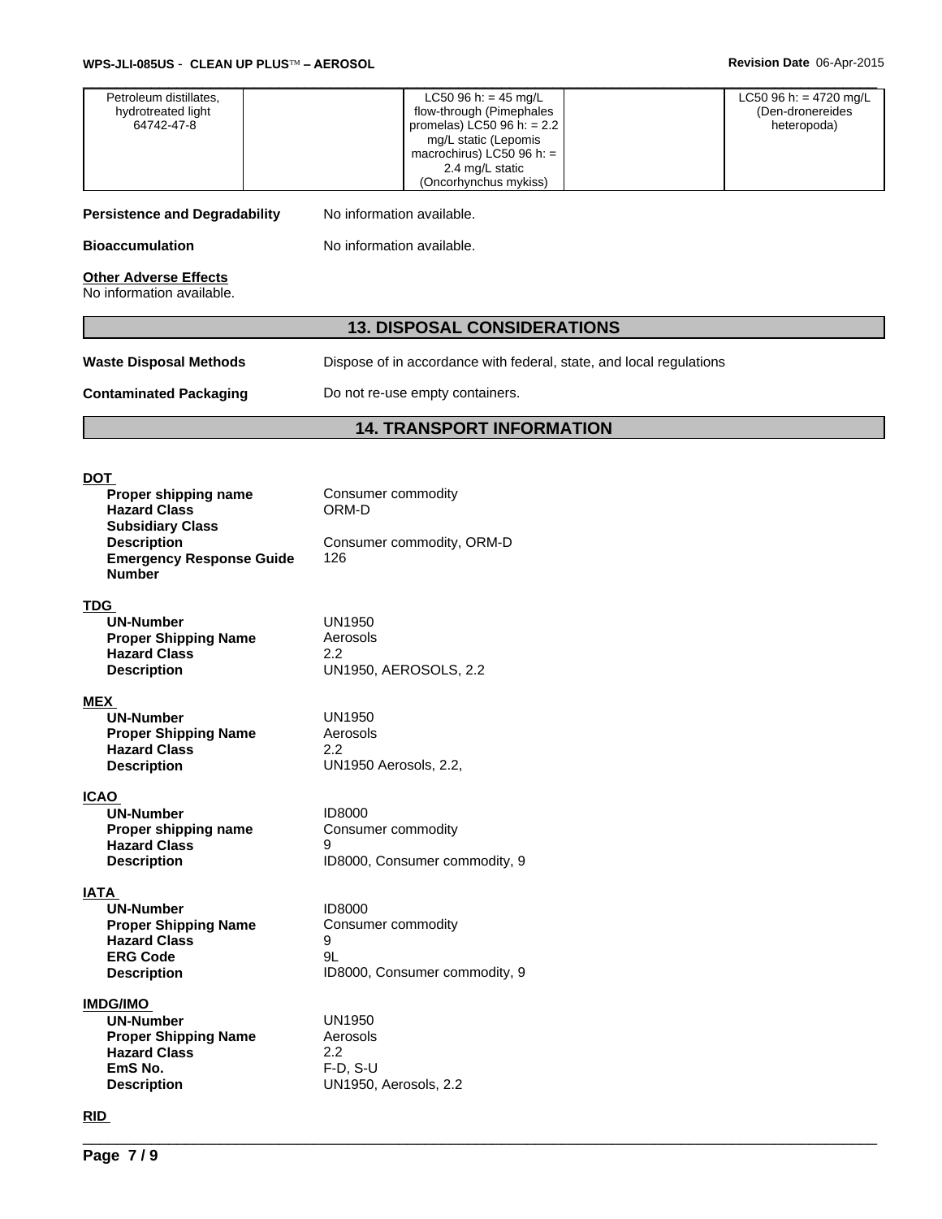| | | | | |
|---|---|---|---|---|
| Petroleum distillates, hydrotreated light 64742-47-8 | | LC50 96 h: = 45 mg/L flow-through (Pimephales promelas) LC50 96 h: = 2.2 mg/L static (Lepomis macrochirus) LC50 96 h: = 2.4 mg/L static (Oncorhynchus mykiss) | | LC50 96 h: = 4720 mg/L (Den-dronereides heteropoda) |

**Persistence and Degradability** No information available.

**Bioaccumulation** No information available.

**Other Adverse Effects**
No information available.

## 13. DISPOSAL CONSIDERATIONS

**Waste Disposal Methods** Dispose of in accordance with federal, state, and local regulations

**Contaminated Packaging** Do not re-use empty containers.

## 14. TRANSPORT INFORMATION

**DOT**

| | |
|---|---|
| **Proper shipping name** | Consumer commodity |
| **Hazard Class** | ORM-D |
| **Subsidiary Class** | |
| **Description** | Consumer commodity, ORM-D |
| **Emergency Response Guide Number** | 126 |

**TDG**

| | |
|---|---|
| **UN-Number** | UN1950 |
| **Proper Shipping Name** | Aerosols |
| **Hazard Class** | 2.2 |
| **Description** | UN1950, AEROSOLS, 2.2 |

**MEX**

| | |
|---|---|
| **UN-Number** | UN1950 |
| **Proper Shipping Name** | Aerosols |
| **Hazard Class** | 2.2 |
| **Description** | UN1950 Aerosols, 2.2, |

**ICAO**

| | |
|---|---|
| **UN-Number** | ID8000 |
| **Proper shipping name** | Consumer commodity |
| **Hazard Class** | 9 |
| **Description** | ID8000, Consumer commodity, 9 |

**IATA**

| | |
|---|---|
| **UN-Number** | ID8000 |
| **Proper Shipping Name** | Consumer commodity |
| **Hazard Class** | 9 |
| **ERG Code** | 9L |
| **Description** | ID8000, Consumer commodity, 9 |

**IMDG/IMO**

| | |
|---|---|
| **UN-Number** | UN1950 |
| **Proper Shipping Name** | Aerosols |
| **Hazard Class** | 2.2 |
| **EmS No.** | F-D, S-U |
| **Description** | UN1950, Aerosols, 2.2 |

**RID**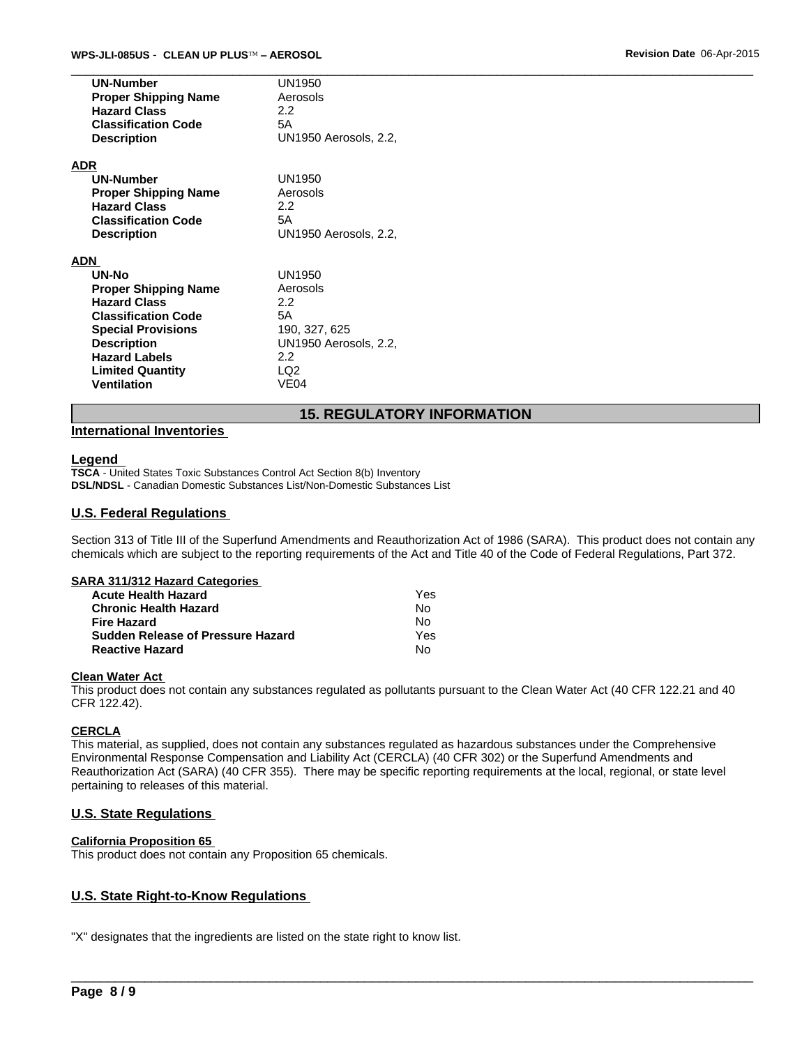| | |
|---|---|
| **UN-Number** | UN1950 |
| **Proper Shipping Name** | Aerosols |
| **Hazard Class** | 2.2 |
| **Classification Code** | 5A |
| **Description** | UN1950 Aerosols, 2.2, |

**ADR**

| | |
|---|---|
| **UN-Number** | UN1950 |
| **Proper Shipping Name** | Aerosols |
| **Hazard Class** | 2.2 |
| **Classification Code** | 5A |
| **Description** | UN1950 Aerosols, 2.2, |

**ADN**

| | |
|---|---|
| **UN-No** | UN1950 |
| **Proper Shipping Name** | Aerosols |
| **Hazard Class** | 2.2 |
| **Classification Code** | 5A |
| **Special Provisions** | 190, 327, 625 |
| **Description** | UN1950 Aerosols, 2.2, |
| **Hazard Labels** | 2.2 |
| **Limited Quantity** | LQ2 |
| **Ventilation** | VE04 |

## 15. REGULATORY INFORMATION

### International Inventories

### Legend

**TSCA** - United States Toxic Substances Control Act Section 8(b) Inventory
**DSL/NDSL** - Canadian Domestic Substances List/Non-Domestic Substances List

### U.S. Federal Regulations

Section 313 of Title III of the Superfund Amendments and Reauthorization Act of 1986 (SARA). This product does not contain any chemicals which are subject to the reporting requirements of the Act and Title 40 of the Code of Federal Regulations, Part 372.

**SARA 311/312 Hazard Categories**

| | |
|---|---|
| **Acute Health Hazard** | Yes |
| **Chronic Health Hazard** | No |
| **Fire Hazard** | No |
| **Sudden Release of Pressure Hazard** | Yes |
| **Reactive Hazard** | No |

**Clean Water Act**

This product does not contain any substances regulated as pollutants pursuant to the Clean Water Act (40 CFR 122.21 and 40 CFR 122.42).

**CERCLA**

This material, as supplied, does not contain any substances regulated as hazardous substances under the Comprehensive Environmental Response Compensation and Liability Act (CERCLA) (40 CFR 302) or the Superfund Amendments and Reauthorization Act (SARA) (40 CFR 355). There may be specific reporting requirements at the local, regional, or state level pertaining to releases of this material.

### U.S. State Regulations

**California Proposition 65**

This product does not contain any Proposition 65 chemicals.

### U.S. State Right-to-Know Regulations

"X" designates that the ingredients are listed on the state right to know list.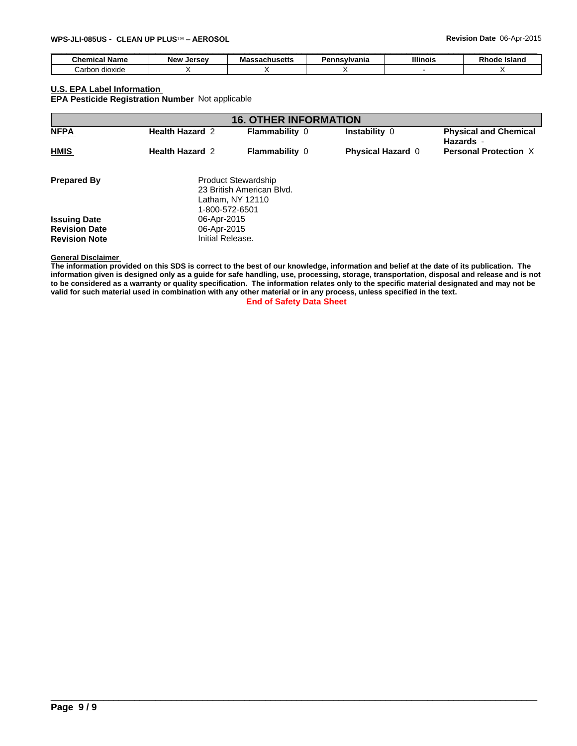| Chemical Name | New Jersey | Massachusetts | Pennsylvania | Illinois | Rhode Island |
| --- | --- | --- | --- | --- | --- |
| Carbon dioxide | X | X | X | - | X |

**U.S. EPA Label Information**

**EPA Pesticide Registration Number** Not applicable

## 16. OTHER INFORMATION

| | | | | |
| --- | --- | --- | --- | --- |
| **NFPA** | **Health Hazard** 2 | **Flammability** 0 | **Instability** 0 | **Physical and Chemical Hazards** - |
| **HMIS** | **Health Hazard** 2 | **Flammability** 0 | **Physical Hazard** 0 | **Personal Protection** X |

**Prepared By** Product Stewardship
23 British American Blvd.
Latham, NY 12110
1-800-572-6501

**Issuing Date** 06-Apr-2015

**Revision Date** 06-Apr-2015

**Revision Note** Initial Release.

**General Disclaimer**

**The information provided on this SDS is correct to the best of our knowledge, information and belief at the date of its publication. The information given is designed only as a guide for safe handling, use, processing, storage, transportation, disposal and release and is not to be considered as a warranty or quality specification. The information relates only to the specific material designated and may not be valid for such material used in combination with any other material or in any process, unless specified in the text.**

**End of Safety Data Sheet**